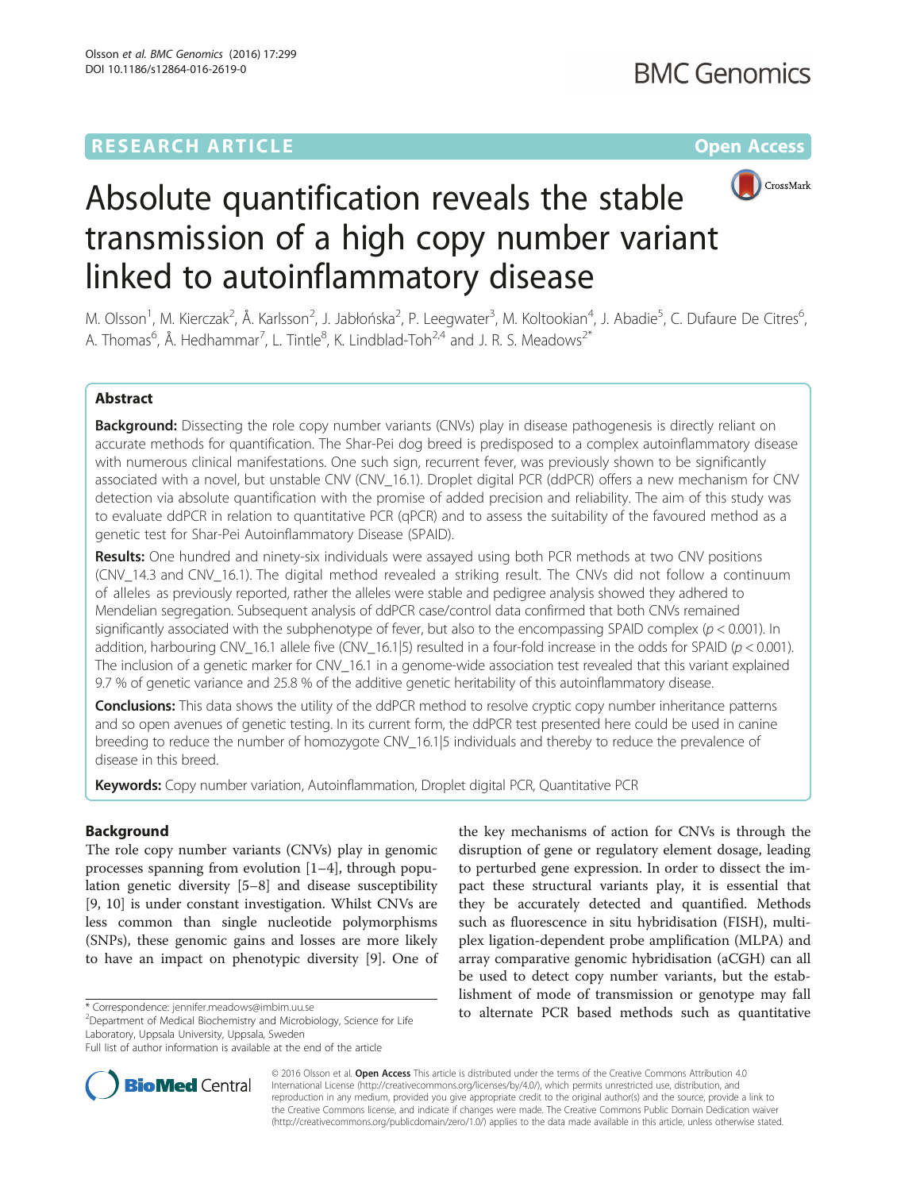RESEARCH ARTICLE

Open Access

# Absolute quantification reveals the stable transmission of a high copy number variant linked to autoinflammatory disease

M. Olsson[1], M. Kierczak[2], Å. Karlsson[2], J. Jabłońska[2], P. Leegwater[3], M. Koltookian[4], J. Abadie[5], C. Dufaure De Citres[6], A. Thomas[6], Å. Hedhammar[7], L. Tintle[8], K. Lindblad-Toh[2,4] and J. R. S. Meadows[2*]

## Abstract

**Background:** Dissecting the role copy number variants (CNVs) play in disease pathogenesis is directly reliant on accurate methods for quantification. The Shar-Pei dog breed is predisposed to a complex autoinflammatory disease with numerous clinical manifestations. One such sign, recurrent fever, was previously shown to be significantly associated with a novel, but unstable CNV (CNV_16.1). Droplet digital PCR (ddPCR) offers a new mechanism for CNV detection via absolute quantification with the promise of added precision and reliability. The aim of this study was to evaluate ddPCR in relation to quantitative PCR (qPCR) and to assess the suitability of the favoured method as a genetic test for Shar-Pei Autoinflammatory Disease (SPAID).

**Results:** One hundred and ninety-six individuals were assayed using both PCR methods at two CNV positions (CNV_14.3 and CNV_16.1). The digital method revealed a striking result. The CNVs did not follow a continuum of alleles as previously reported, rather the alleles were stable and pedigree analysis showed they adhered to Mendelian segregation. Subsequent analysis of ddPCR case/control data confirmed that both CNVs remained significantly associated with the subphenotype of fever, but also to the encompassing SPAID complex ($p < 0.001$). In addition, harbouring CNV_16.1 allele five (CNV_16.1|5) resulted in a four-fold increase in the odds for SPAID ($p < 0.001$). The inclusion of a genetic marker for CNV_16.1 in a genome-wide association test revealed that this variant explained 9.7 % of genetic variance and 25.8 % of the additive genetic heritability of this autoinflammatory disease.

**Conclusions:** This data shows the utility of the ddPCR method to resolve cryptic copy number inheritance patterns and so open avenues of genetic testing. In its current form, the ddPCR test presented here could be used in canine breeding to reduce the number of homozygote CNV_16.1|5 individuals and thereby to reduce the prevalence of disease in this breed.

**Keywords:** Copy number variation, Autoinflammation, Droplet digital PCR, Quantitative PCR

## Background

The role copy number variants (CNVs) play in genomic processes spanning from evolution [1–4], through population genetic diversity [5–8] and disease susceptibility [9, 10] is under constant investigation. Whilst CNVs are less common than single nucleotide polymorphisms (SNPs), these genomic gains and losses are more likely to have an impact on phenotypic diversity [9]. One of the key mechanisms of action for CNVs is through the disruption of gene or regulatory element dosage, leading to perturbed gene expression. In order to dissect the impact these structural variants play, it is essential that they be accurately detected and quantified. Methods such as fluorescence in situ hybridisation (FISH), multiplex ligation-dependent probe amplification (MLPA) and array comparative genomic hybridisation (aCGH) can all be used to detect copy number variants, but the establishment of mode of transmission or genotype may fall to alternate PCR based methods such as quantitative

* Correspondence: jennifer.meadows@imbim.uu.se
[2]Department of Medical Biochemistry and Microbiology, Science for Life Laboratory, Uppsala University, Uppsala, Sweden
Full list of author information is available at the end of the article

© 2016 Olsson et al. **Open Access** This article is distributed under the terms of the Creative Commons Attribution 4.0 International License (http://creativecommons.org/licenses/by/4.0/), which permits unrestricted use, distribution, and reproduction in any medium, provided you give appropriate credit to the original author(s) and the source, provide a link to the Creative Commons license, and indicate if changes were made. The Creative Commons Public Domain Dedication waiver (http://creativecommons.org/publicdomain/zero/1.0/) applies to the data made available in this article, unless otherwise stated.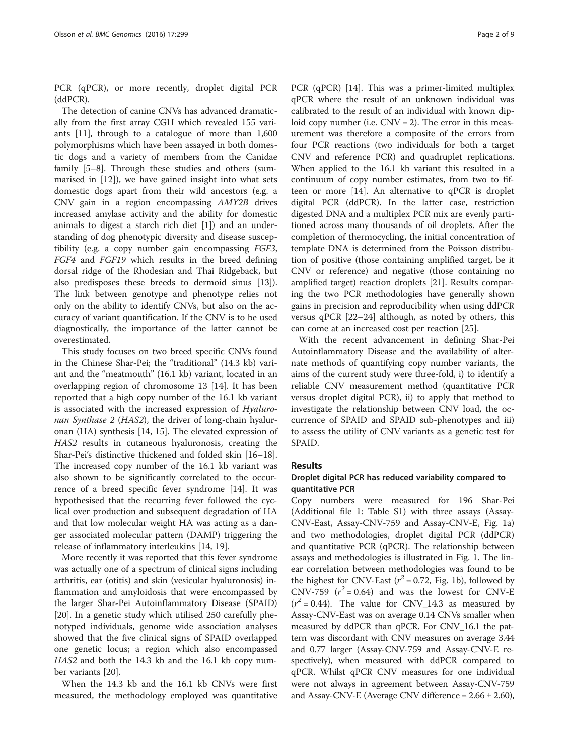PCR (qPCR), or more recently, droplet digital PCR (ddPCR).

The detection of canine CNVs has advanced dramatically from the first array CGH which revealed 155 variants [11], through to a catalogue of more than 1,600 polymorphisms which have been assayed in both domestic dogs and a variety of members from the Canidae family [5–8]. Through these studies and others (summarised in [12]), we have gained insight into what sets domestic dogs apart from their wild ancestors (e.g. a CNV gain in a region encompassing *AMY2B* drives increased amylase activity and the ability for domestic animals to digest a starch rich diet [1]) and an understanding of dog phenotypic diversity and disease susceptibility (e.g. a copy number gain encompassing *FGF3*, *FGF4* and *FGF19* which results in the breed defining dorsal ridge of the Rhodesian and Thai Ridgeback, but also predisposes these breeds to dermoid sinus [13]). The link between genotype and phenotype relies not only on the ability to identify CNVs, but also on the accuracy of variant quantification. If the CNV is to be used diagnostically, the importance of the latter cannot be overestimated.

This study focuses on two breed specific CNVs found in the Chinese Shar-Pei; the "traditional" (14.3 kb) variant and the "meatmouth" (16.1 kb) variant, located in an overlapping region of chromosome 13 [14]. It has been reported that a high copy number of the 16.1 kb variant is associated with the increased expression of *Hyaluronan Synthase 2* (*HAS2*), the driver of long-chain hyaluronan (HA) synthesis [14, 15]. The elevated expression of *HAS2* results in cutaneous hyaluronosis, creating the Shar-Pei's distinctive thickened and folded skin [16–18]. The increased copy number of the 16.1 kb variant was also shown to be significantly correlated to the occurrence of a breed specific fever syndrome [14]. It was hypothesised that the recurring fever followed the cyclical over production and subsequent degradation of HA and that low molecular weight HA was acting as a danger associated molecular pattern (DAMP) triggering the release of inflammatory interleukins [14, 19].

More recently it was reported that this fever syndrome was actually one of a spectrum of clinical signs including arthritis, ear (otitis) and skin (vesicular hyaluronosis) inflammation and amyloidosis that were encompassed by the larger Shar-Pei Autoinflammatory Disease (SPAID) [20]. In a genetic study which utilised 250 carefully phenotyped individuals, genome wide association analyses showed that the five clinical signs of SPAID overlapped one genetic locus; a region which also encompassed *HAS2* and both the 14.3 kb and the 16.1 kb copy number variants [20].

When the 14.3 kb and the 16.1 kb CNVs were first measured, the methodology employed was quantitative PCR (qPCR) [14]. This was a primer-limited multiplex qPCR where the result of an unknown individual was calibrated to the result of an individual with known diploid copy number (i.e. CNV = 2). The error in this measurement was therefore a composite of the errors from four PCR reactions (two individuals for both a target CNV and reference PCR) and quadruplet replications. When applied to the 16.1 kb variant this resulted in a continuum of copy number estimates, from two to fifteen or more [14]. An alternative to qPCR is droplet digital PCR (ddPCR). In the latter case, restriction digested DNA and a multiplex PCR mix are evenly partitioned across many thousands of oil droplets. After the completion of thermocycling, the initial concentration of template DNA is determined from the Poisson distribution of positive (those containing amplified target, be it CNV or reference) and negative (those containing no amplified target) reaction droplets [21]. Results comparing the two PCR methodologies have generally shown gains in precision and reproducibility when using ddPCR versus qPCR [22–24] although, as noted by others, this can come at an increased cost per reaction [25].

With the recent advancement in defining Shar-Pei Autoinflammatory Disease and the availability of alternate methods of quantifying copy number variants, the aims of the current study were three-fold, i) to identify a reliable CNV measurement method (quantitative PCR versus droplet digital PCR), ii) to apply that method to investigate the relationship between CNV load, the occurrence of SPAID and SPAID sub-phenotypes and iii) to assess the utility of CNV variants as a genetic test for SPAID.

## Results

### Droplet digital PCR has reduced variability compared to quantitative PCR

Copy numbers were measured for 196 Shar-Pei (Additional file 1: Table S1) with three assays (Assay-CNV-East, Assay-CNV-759 and Assay-CNV-E, Fig. 1a) and two methodologies, droplet digital PCR (ddPCR) and quantitative PCR (qPCR). The relationship between assays and methodologies is illustrated in Fig. 1. The linear correlation between methodologies was found to be the highest for CNV-East ($r^2 = 0.72$, Fig. 1b), followed by CNV-759 ($r^2 = 0.64$) and was the lowest for CNV-E ($r^2 = 0.44$). The value for CNV_14.3 as measured by Assay-CNV-East was on average 0.14 CNVs smaller when measured by ddPCR than qPCR. For CNV_16.1 the pattern was discordant with CNV measures on average 3.44 and 0.77 larger (Assay-CNV-759 and Assay-CNV-E respectively), when measured with ddPCR compared to qPCR. Whilst qPCR CNV measures for one individual were not always in agreement between Assay-CNV-759 and Assay-CNV-E (Average CNV difference = 2.66 ± 2.60),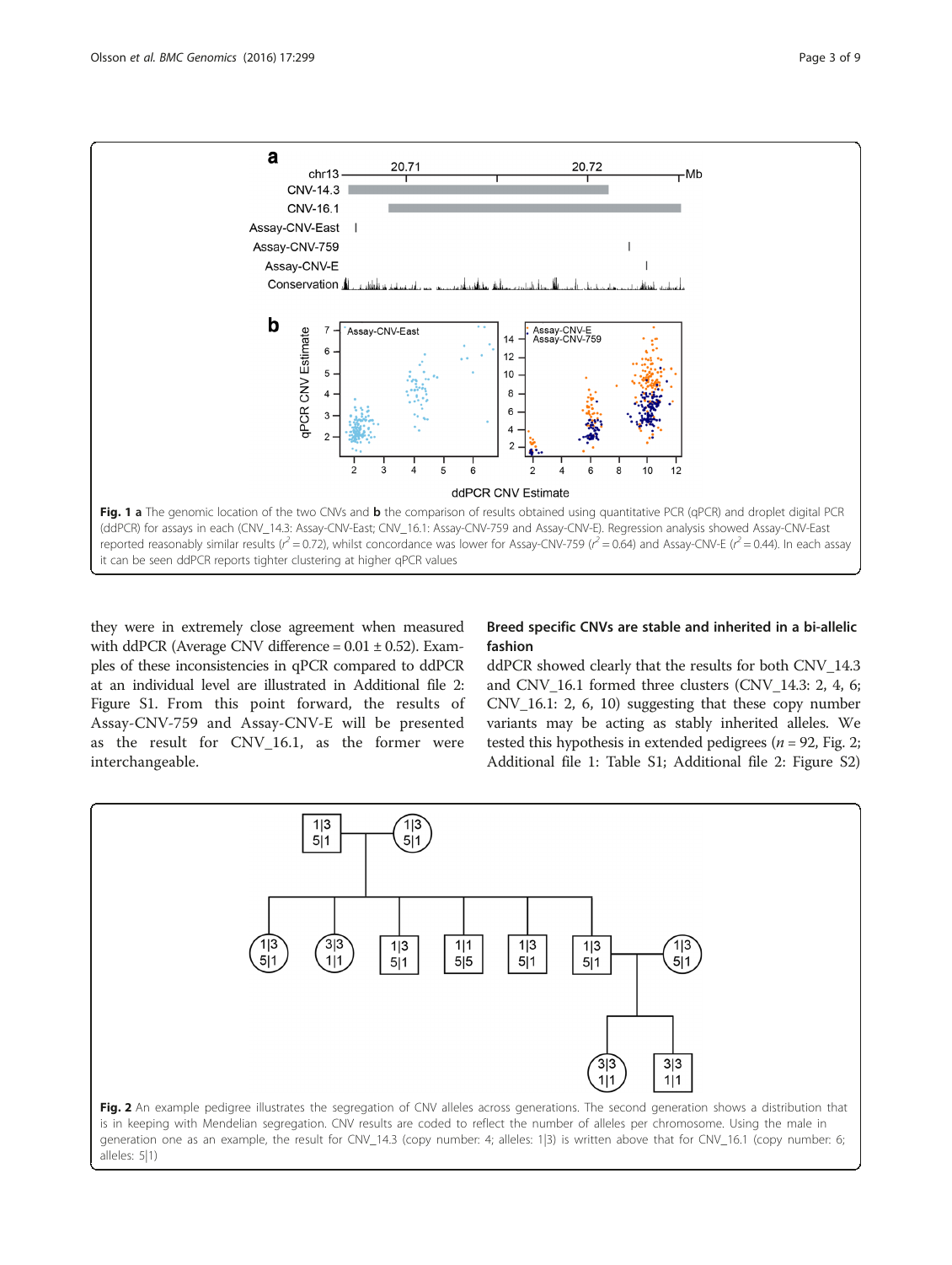Fig. 1 **a** The genomic location of the two CNVs and **b** the comparison of results obtained using quantitative PCR (qPCR) and droplet digital PCR (ddPCR) for assays in each (CNV_14.3: Assay-CNV-East; CNV_16.1: Assay-CNV-759 and Assay-CNV-E). Regression analysis showed Assay-CNV-East reported reasonably similar results ($r^2 = 0.72$), whilst concordance was lower for Assay-CNV-759 ($r^2 = 0.64$) and Assay-CNV-E ($r^2 = 0.44$). In each assay it can be seen ddPCR reports tighter clustering at higher qPCR values

they were in extremely close agreement when measured with ddPCR (Average CNV difference = 0.01 ± 0.52). Examples of these inconsistencies in qPCR compared to ddPCR at an individual level are illustrated in Additional file 2: Figure S1. From this point forward, the results of Assay-CNV-759 and Assay-CNV-E will be presented as the result for CNV_16.1, as the former were interchangeable.

### Breed specific CNVs are stable and inherited in a bi-allelic fashion

ddPCR showed clearly that the results for both CNV_14.3 and CNV_16.1 formed three clusters (CNV_14.3: 2, 4, 6; CNV_16.1: 2, 6, 10) suggesting that these copy number variants may be acting as stably inherited alleles. We tested this hypothesis in extended pedigrees ($n = 92$, Fig. 2; Additional file 1: Table S1; Additional file 2: Figure S2)

Fig. 2 An example pedigree illustrates the segregation of CNV alleles across generations. The second generation shows a distribution that is in keeping with Mendelian segregation. CNV results are coded to reflect the number of alleles per chromosome. Using the male in generation one as an example, the result for CNV_14.3 (copy number: 4; alleles: 1|3) is written above that for CNV_16.1 (copy number: 6; alleles: 5|1)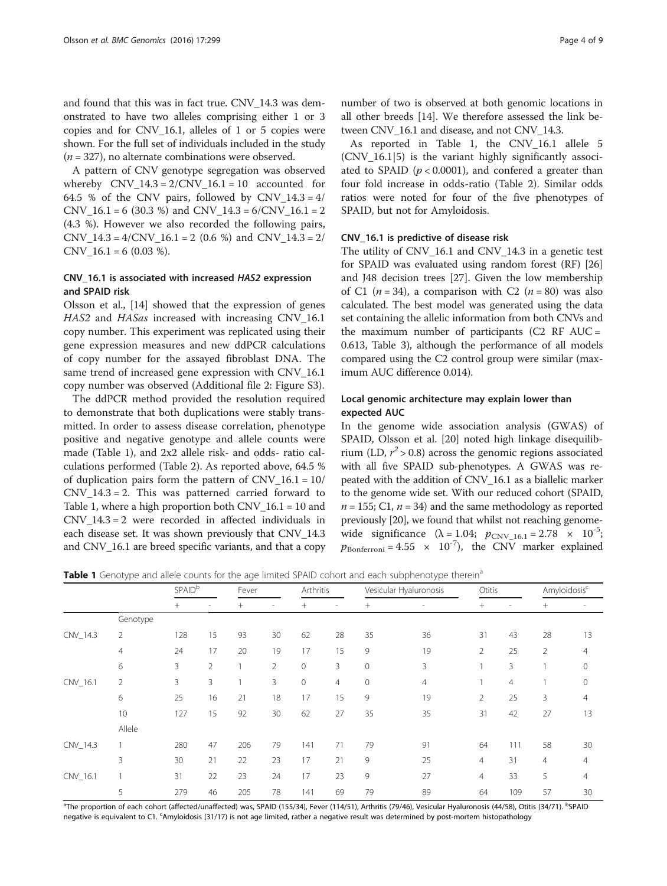and found that this was in fact true. CNV_14.3 was demonstrated to have two alleles comprising either 1 or 3 copies and for CNV_16.1, alleles of 1 or 5 copies were shown. For the full set of individuals included in the study ($n = 327$), no alternate combinations were observed.

A pattern of CNV genotype segregation was observed whereby CNV_14.3 = 2/CNV_16.1 = 10 accounted for 64.5 % of the CNV pairs, followed by CNV_14.3 = 4/ CNV_16.1 = 6 (30.3 %) and CNV_14.3 = 6/CNV_16.1 = 2 (4.3 %). However we also recorded the following pairs, CNV_14.3 = 4/CNV_16.1 = 2 (0.6 %) and CNV_14.3 = 2/ CNV_16.1 = 6 (0.03 %).

### CNV_16.1 is associated with increased *HAS2* expression and SPAID risk

Olsson et al., [14] showed that the expression of genes *HAS2* and *HASas* increased with increasing CNV_16.1 copy number. This experiment was replicated using their gene expression measures and new ddPCR calculations of copy number for the assayed fibroblast DNA. The same trend of increased gene expression with CNV_16.1 copy number was observed (Additional file 2: Figure S3).

The ddPCR method provided the resolution required to demonstrate that both duplications were stably transmitted. In order to assess disease correlation, phenotype positive and negative genotype and allele counts were made (Table 1), and 2x2 allele risk- and odds- ratio calculations performed (Table 2). As reported above, 64.5 % of duplication pairs form the pattern of CNV_16.1 = 10/ CNV_14.3 = 2. This was patterned carried forward to Table 1, where a high proportion both CNV_16.1 = 10 and CNV_14.3 = 2 were recorded in affected individuals in each disease set. It was shown previously that CNV_14.3 and CNV_16.1 are breed specific variants, and that a copy number of two is observed at both genomic locations in all other breeds [14]. We therefore assessed the link between CNV_16.1 and disease, and not CNV_14.3.

As reported in Table 1, the CNV_16.1 allele 5 (CNV_16.1|5) is the variant highly significantly associated to SPAID ($p < 0.0001$), and confered a greater than four fold increase in odds-ratio (Table 2). Similar odds ratios were noted for four of the five phenotypes of SPAID, but not for Amyloidosis.

### CNV_16.1 is predictive of disease risk

The utility of CNV_16.1 and CNV_14.3 in a genetic test for SPAID was evaluated using random forest (RF) [26] and J48 decision trees [27]. Given the low membership of C1 ($n = 34$), a comparison with C2 ($n = 80$) was also calculated. The best model was generated using the data set containing the allelic information from both CNVs and the maximum number of participants (C2 RF AUC = 0.613, Table 3), although the performance of all models compared using the C2 control group were similar (maximum AUC difference 0.014).

### Local genomic architecture may explain lower than expected AUC

In the genome wide association analysis (GWAS) of SPAID, Olsson et al. [20] noted high linkage disequilibrium (LD, $r^2 > 0.8$) across the genomic regions associated with all five SPAID sub-phenotypes. A GWAS was repeated with the addition of CNV_16.1 as a biallelic marker to the genome wide set. With our reduced cohort (SPAID, $n = 155$; C1, $n = 34$) and the same methodology as reported previously [20], we found that whilst not reaching genome-wide significance ($\lambda = 1.04$; $p_{\text{CNV\_16.1}} = 2.78 \times 10^{-5}$; $p_{\text{Bonferroni}} = 4.55 \times 10^{-7}$), the CNV marker explained

**Table 1** Genotype and allele counts for the age limited SPAID cohort and each subphenotype therein[a]

| | | SPAID[b] | | Fever | | Arthritis | | Vesicular Hyaluronosis | | Otitis | | Amyloidosis[c] | |
|---|---|---|---|---|---|---|---|---|---|---|---|---|---|
| | | + | - | + | - | + | - | + | - | + | - | + | - |
| | Genotype | | | | | | | | | | | | |
| CNV_14.3 | 2 | 128 | 15 | 93 | 30 | 62 | 28 | 35 | 36 | 31 | 43 | 28 | 13 |
| | 4 | 24 | 17 | 20 | 19 | 17 | 15 | 9 | 19 | 2 | 25 | 2 | 4 |
| | 6 | 3 | 2 | 1 | 2 | 0 | 3 | 0 | 3 | 1 | 3 | 1 | 0 |
| CNV_16.1 | 2 | 3 | 3 | 1 | 3 | 0 | 4 | 0 | 4 | 1 | 4 | 1 | 0 |
| | 6 | 25 | 16 | 21 | 18 | 17 | 15 | 9 | 19 | 2 | 25 | 3 | 4 |
| | 10 | 127 | 15 | 92 | 30 | 62 | 27 | 35 | 35 | 31 | 42 | 27 | 13 |
| | Allele | | | | | | | | | | | | |
| CNV_14.3 | 1 | 280 | 47 | 206 | 79 | 141 | 71 | 79 | 91 | 64 | 111 | 58 | 30 |
| | 3 | 30 | 21 | 22 | 23 | 17 | 21 | 9 | 25 | 4 | 31 | 4 | 4 |
| CNV_16.1 | 1 | 31 | 22 | 23 | 24 | 17 | 23 | 9 | 27 | 4 | 33 | 5 | 4 |
| | 5 | 279 | 46 | 205 | 78 | 141 | 69 | 79 | 89 | 64 | 109 | 57 | 30 |

[a]The proportion of each cohort (affected/unaffected) was, SPAID (155/34), Fever (114/51), Arthritis (79/46), Vesicular Hyaluronosis (44/58), Otitis (34/71). [b]SPAID negative is equivalent to C1. [c]Amyloidosis (31/17) is not age limited, rather a negative result was determined by post-mortem histopathology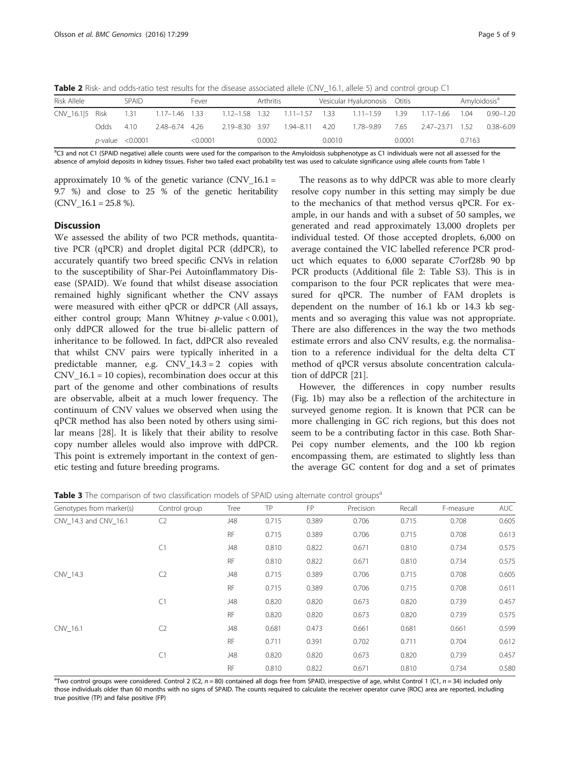**Table 2** Risk- and odds-ratio test results for the disease associated allele (CNV_16.1, allele 5) and control group C1

| Risk Allele | | SPAID | | Fever | | Arthritis | | Vesicular Hyaluronosis | | Otitis | | Amyloidosis[a] | |
|---|---|---|---|---|---|---|---|---|---|---|---|---|---|
| CNV_16.1\|5 | Risk | 1.31 | 1.17–1.46 | 1.33 | 1.12–1.58 | 1.32 | 1.11–1.57 | 1.33 | 1.11–1.59 | 1.39 | 1.17–1.66 | 1.04 | 0.90–1.20 |
| | Odds | 4.10 | 2.48–6.74 | 4.26 | 2.19–8.30 | 3.97 | 1.94–8.11 | 4.20 | 1.78–9.89 | 7.65 | 2.47–23.71 | 1.52 | 0.38–6.09 |
| | *p*-value | <0.0001 | | <0.0001 | | 0.0002 | | 0.0010 | | 0.0001 | | 0.7163 | |

[a]C3 and not C1 (SPAID negative) allele counts were used for the comparison to the Amyloidosis subphenotype as C1 individuals were not all assessed for the absence of amyloid deposits in kidney tissues. Fisher two tailed exact probability test was used to calculate significance using allele counts from Table 1

approximately 10 % of the genetic variance (CNV_16.1 = 9.7 %) and close to 25 % of the genetic heritability (CNV_16.1 = 25.8 %).

## Discussion

We assessed the ability of two PCR methods, quantitative PCR (qPCR) and droplet digital PCR (ddPCR), to accurately quantify two breed specific CNVs in relation to the susceptibility of Shar-Pei Autoinflammatory Disease (SPAID). We found that whilst disease association remained highly significant whether the CNV assays were measured with either qPCR or ddPCR (All assays, either control group; Mann Whitney *p*-value < 0.001), only ddPCR allowed for the true bi-allelic pattern of inheritance to be followed. In fact, ddPCR also revealed that whilst CNV pairs were typically inherited in a predictable manner, e.g. CNV_14.3 = 2 copies with CNV_16.1 = 10 copies), recombination does occur at this part of the genome and other combinations of results are observable, albeit at a much lower frequency. The continuum of CNV values we observed when using the qPCR method has also been noted by others using similar means [28]. It is likely that their ability to resolve copy number alleles would also improve with ddPCR. This point is extremely important in the context of genetic testing and future breeding programs.

The reasons as to why ddPCR was able to more clearly resolve copy number in this setting may simply be due to the mechanics of that method versus qPCR. For example, in our hands and with a subset of 50 samples, we generated and read approximately 13,000 droplets per individual tested. Of those accepted droplets, 6,000 on average contained the VIC labelled reference PCR product which equates to 6,000 separate C7orf28b 90 bp PCR products (Additional file 2: Table S3). This is in comparison to the four PCR replicates that were measured for qPCR. The number of FAM droplets is dependent on the number of 16.1 kb or 14.3 kb segments and so averaging this value was not appropriate. There are also differences in the way the two methods estimate errors and also CNV results, e.g. the normalisation to a reference individual for the delta delta CT method of qPCR versus absolute concentration calculation of ddPCR [21].

However, the differences in copy number results (Fig. 1b) may also be a reflection of the architecture in surveyed genome region. It is known that PCR can be more challenging in GC rich regions, but this does not seem to be a contributing factor in this case. Both Shar-Pei copy number elements, and the 100 kb region encompassing them, are estimated to slightly less than the average GC content for dog and a set of primates

**Table 3** The comparison of two classification models of SPAID using alternate control groups[a]

| Genotypes from marker(s) | Control group | Tree | TP | FP | Precision | Recall | F-measure | AUC |
|---|---|---|---|---|---|---|---|---|
| CNV_14.3 and CNV_16.1 | C2 | J48 | 0.715 | 0.389 | 0.706 | 0.715 | 0.708 | 0.605 |
| | | RF | 0.715 | 0.389 | 0.706 | 0.715 | 0.708 | 0.613 |
| | C1 | J48 | 0.810 | 0.822 | 0.671 | 0.810 | 0.734 | 0.575 |
| | | RF | 0.810 | 0.822 | 0.671 | 0.810 | 0.734 | 0.575 |
| CNV_14.3 | C2 | J48 | 0.715 | 0.389 | 0.706 | 0.715 | 0.708 | 0.605 |
| | | RF | 0.715 | 0.389 | 0.706 | 0.715 | 0.708 | 0.611 |
| | C1 | J48 | 0.820 | 0.820 | 0.673 | 0.820 | 0.739 | 0.457 |
| | | RF | 0.820 | 0.820 | 0.673 | 0.820 | 0.739 | 0.575 |
| CNV_16.1 | C2 | J48 | 0.681 | 0.473 | 0.661 | 0.681 | 0.661 | 0.599 |
| | | RF | 0.711 | 0.391 | 0.702 | 0.711 | 0.704 | 0.612 |
| | C1 | J48 | 0.820 | 0.820 | 0.673 | 0.820 | 0.739 | 0.457 |
| | | RF | 0.810 | 0.822 | 0.671 | 0.810 | 0.734 | 0.580 |

[a]Two control groups were considered. Control 2 (C2, $n = 80$) contained all dogs free from SPAID, irrespective of age, whilst Control 1 (C1, $n = 34$) included only those individuals older than 60 months with no signs of SPAID. The counts required to calculate the receiver operator curve (ROC) area are reported, including true positive (TP) and false positive (FP)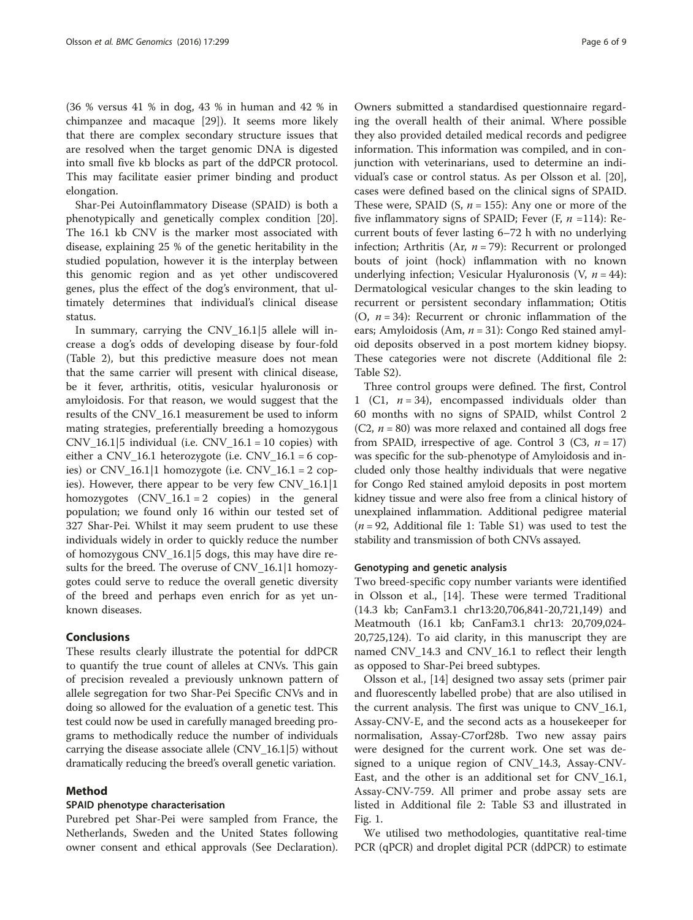(36 % versus 41 % in dog, 43 % in human and 42 % in chimpanzee and macaque [29]). It seems more likely that there are complex secondary structure issues that are resolved when the target genomic DNA is digested into small five kb blocks as part of the ddPCR protocol. This may facilitate easier primer binding and product elongation.

Shar-Pei Autoinflammatory Disease (SPAID) is both a phenotypically and genetically complex condition [20]. The 16.1 kb CNV is the marker most associated with disease, explaining 25 % of the genetic heritability in the studied population, however it is the interplay between this genomic region and as yet other undiscovered genes, plus the effect of the dog's environment, that ultimately determines that individual's clinical disease status.

In summary, carrying the CNV_16.1|5 allele will increase a dog's odds of developing disease by four-fold (Table 2), but this predictive measure does not mean that the same carrier will present with clinical disease, be it fever, arthritis, otitis, vesicular hyaluronosis or amyloidosis. For that reason, we would suggest that the results of the CNV_16.1 measurement be used to inform mating strategies, preferentially breeding a homozygous CNV_16.1|5 individual (i.e. CNV_16.1 = 10 copies) with either a CNV_16.1 heterozygote (i.e. CNV_16.1 = 6 copies) or CNV_16.1|1 homozygote (i.e. CNV_16.1 = 2 copies). However, there appear to be very few CNV_16.1|1 homozygotes (CNV_16.1 = 2 copies) in the general population; we found only 16 within our tested set of 327 Shar-Pei. Whilst it may seem prudent to use these individuals widely in order to quickly reduce the number of homozygous CNV_16.1|5 dogs, this may have dire results for the breed. The overuse of CNV_16.1|1 homozygotes could serve to reduce the overall genetic diversity of the breed and perhaps even enrich for as yet unknown diseases.

## Conclusions

These results clearly illustrate the potential for ddPCR to quantify the true count of alleles at CNVs. This gain of precision revealed a previously unknown pattern of allele segregation for two Shar-Pei Specific CNVs and in doing so allowed for the evaluation of a genetic test. This test could now be used in carefully managed breeding programs to methodically reduce the number of individuals carrying the disease associate allele (CNV_16.1|5) without dramatically reducing the breed's overall genetic variation.

## Method

### SPAID phenotype characterisation

Purebred pet Shar-Pei were sampled from France, the Netherlands, Sweden and the United States following owner consent and ethical approvals (See Declaration). Owners submitted a standardised questionnaire regarding the overall health of their animal. Where possible they also provided detailed medical records and pedigree information. This information was compiled, and in conjunction with veterinarians, used to determine an individual's case or control status. As per Olsson et al. [20], cases were defined based on the clinical signs of SPAID. These were, SPAID (S, $n = 155$): Any one or more of the five inflammatory signs of SPAID; Fever (F, $n = 114$): Recurrent bouts of fever lasting 6–72 h with no underlying infection; Arthritis (Ar, $n = 79$): Recurrent or prolonged bouts of joint (hock) inflammation with no known underlying infection; Vesicular Hyaluronosis (V, $n = 44$): Dermatological vesicular changes to the skin leading to recurrent or persistent secondary inflammation; Otitis (O, $n = 34$): Recurrent or chronic inflammation of the ears; Amyloidosis (Am, $n = 31$): Congo Red stained amyloid deposits observed in a post mortem kidney biopsy. These categories were not discrete (Additional file 2: Table S2).

Three control groups were defined. The first, Control 1 (C1, $n = 34$), encompassed individuals older than 60 months with no signs of SPAID, whilst Control 2 (C2, $n = 80$) was more relaxed and contained all dogs free from SPAID, irrespective of age. Control 3 (C3, $n = 17$) was specific for the sub-phenotype of Amyloidosis and included only those healthy individuals that were negative for Congo Red stained amyloid deposits in post mortem kidney tissue and were also free from a clinical history of unexplained inflammation. Additional pedigree material ($n = 92$, Additional file 1: Table S1) was used to test the stability and transmission of both CNVs assayed.

### Genotyping and genetic analysis

Two breed-specific copy number variants were identified in Olsson et al., [14]. These were termed Traditional (14.3 kb; CanFam3.1 chr13:20,706,841-20,721,149) and Meatmouth (16.1 kb; CanFam3.1 chr13: 20,709,024-20,725,124). To aid clarity, in this manuscript they are named CNV_14.3 and CNV_16.1 to reflect their length as opposed to Shar-Pei breed subtypes.

Olsson et al., [14] designed two assay sets (primer pair and fluorescently labelled probe) that are also utilised in the current analysis. The first was unique to CNV_16.1, Assay-CNV-E, and the second acts as a housekeeper for normalisation, Assay-C7orf28b. Two new assay pairs were designed for the current work. One set was designed to a unique region of CNV_14.3, Assay-CNV-East, and the other is an additional set for CNV_16.1, Assay-CNV-759. All primer and probe assay sets are listed in Additional file 2: Table S3 and illustrated in Fig. 1.

We utilised two methodologies, quantitative real-time PCR (qPCR) and droplet digital PCR (ddPCR) to estimate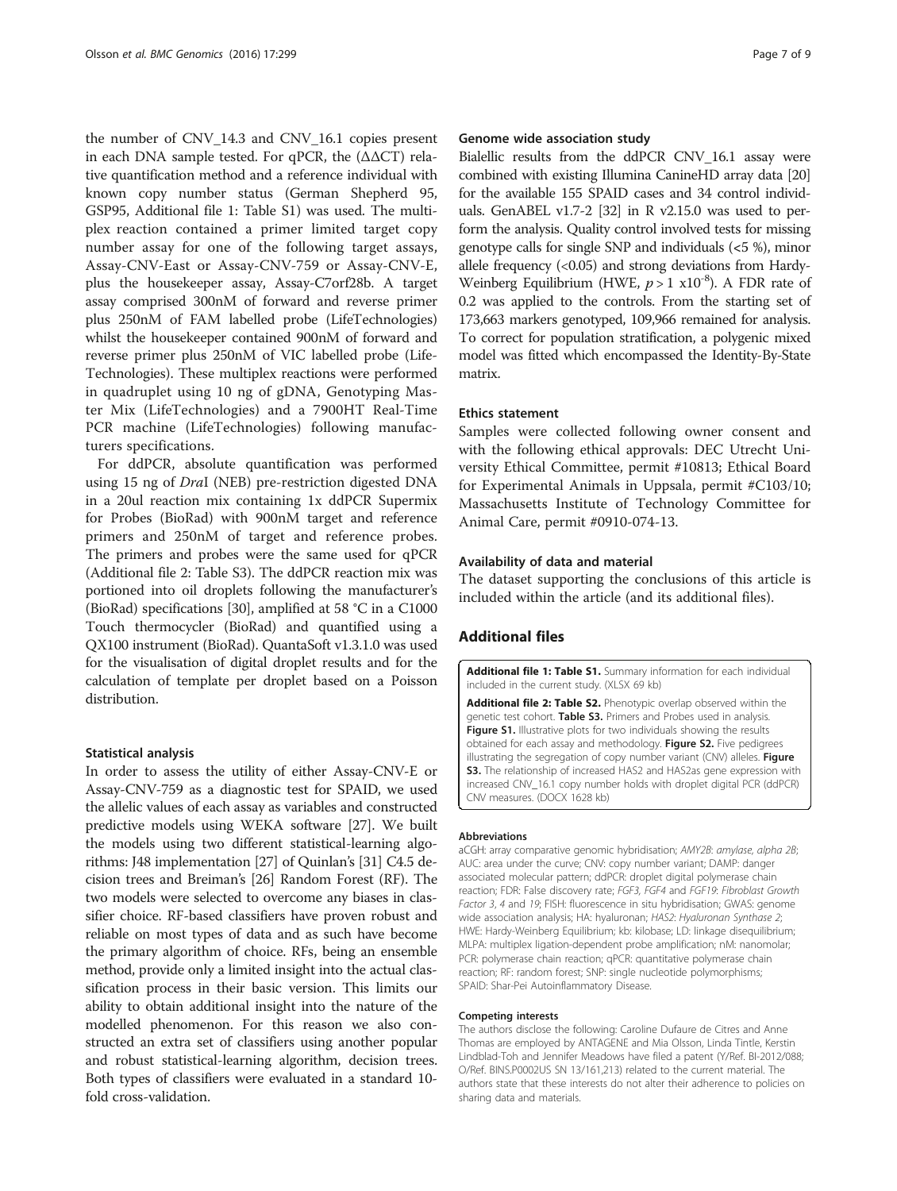the number of CNV_14.3 and CNV_16.1 copies present in each DNA sample tested. For qPCR, the (ΔΔCT) relative quantification method and a reference individual with known copy number status (German Shepherd 95, GSP95, Additional file 1: Table S1) was used. The multiplex reaction contained a primer limited target copy number assay for one of the following target assays, Assay-CNV-East or Assay-CNV-759 or Assay-CNV-E, plus the housekeeper assay, Assay-C7orf28b. A target assay comprised 300nM of forward and reverse primer plus 250nM of FAM labelled probe (LifeTechnologies) whilst the housekeeper contained 900nM of forward and reverse primer plus 250nM of VIC labelled probe (LifeTechnologies). These multiplex reactions were performed in quadruplet using 10 ng of gDNA, Genotyping Master Mix (LifeTechnologies) and a 7900HT Real-Time PCR machine (LifeTechnologies) following manufacturers specifications.

For ddPCR, absolute quantification was performed using 15 ng of *Dra*I (NEB) pre-restriction digested DNA in a 20ul reaction mix containing 1x ddPCR Supermix for Probes (BioRad) with 900nM target and reference primers and 250nM of target and reference probes. The primers and probes were the same used for qPCR (Additional file 2: Table S3). The ddPCR reaction mix was portioned into oil droplets following the manufacturer's (BioRad) specifications [30], amplified at 58 °C in a C1000 Touch thermocycler (BioRad) and quantified using a QX100 instrument (BioRad). QuantaSoft v1.3.1.0 was used for the visualisation of digital droplet results and for the calculation of template per droplet based on a Poisson distribution.

### Statistical analysis

In order to assess the utility of either Assay-CNV-E or Assay-CNV-759 as a diagnostic test for SPAID, we used the allelic values of each assay as variables and constructed predictive models using WEKA software [27]. We built the models using two different statistical-learning algorithms: J48 implementation [27] of Quinlan's [31] C4.5 decision trees and Breiman's [26] Random Forest (RF). The two models were selected to overcome any biases in classifier choice. RF-based classifiers have proven robust and reliable on most types of data and as such have become the primary algorithm of choice. RFs, being an ensemble method, provide only a limited insight into the actual classification process in their basic version. This limits our ability to obtain additional insight into the nature of the modelled phenomenon. For this reason we also constructed an extra set of classifiers using another popular and robust statistical-learning algorithm, decision trees. Both types of classifiers were evaluated in a standard 10-fold cross-validation.

### Genome wide association study

Bialellic results from the ddPCR CNV_16.1 assay were combined with existing Illumina CanineHD array data [20] for the available 155 SPAID cases and 34 control individuals. GenABEL v1.7-2 [32] in R v2.15.0 was used to perform the analysis. Quality control involved tests for missing genotype calls for single SNP and individuals (<5 %), minor allele frequency (<0.05) and strong deviations from Hardy-Weinberg Equilibrium (HWE, $p > 1 \times 10^{-8}$). A FDR rate of 0.2 was applied to the controls. From the starting set of 173,663 markers genotyped, 109,966 remained for analysis. To correct for population stratification, a polygenic mixed model was fitted which encompassed the Identity-By-State matrix.

### Ethics statement

Samples were collected following owner consent and with the following ethical approvals: DEC Utrecht University Ethical Committee, permit #10813; Ethical Board for Experimental Animals in Uppsala, permit #C103/10; Massachusetts Institute of Technology Committee for Animal Care, permit #0910-074-13.

### Availability of data and material

The dataset supporting the conclusions of this article is included within the article (and its additional files).

## Additional files

**Additional file 1: Table S1.** Summary information for each individual included in the current study. (XLSX 69 kb)

**Additional file 2: Table S2.** Phenotypic overlap observed within the genetic test cohort. **Table S3.** Primers and Probes used in analysis. **Figure S1.** Illustrative plots for two individuals showing the results obtained for each assay and methodology. **Figure S2.** Five pedigrees illustrating the segregation of copy number variant (CNV) alleles. **Figure S3.** The relationship of increased HAS2 and HAS2as gene expression with increased CNV_16.1 copy number holds with droplet digital PCR (ddPCR) CNV measures. (DOCX 1628 kb)

#### Abbreviations

aCGH: array comparative genomic hybridisation; *AMY2B*: *amylase, alpha 2B*; AUC: area under the curve; CNV: copy number variant; DAMP: danger associated molecular pattern; ddPCR: droplet digital polymerase chain reaction; FDR: False discovery rate; *FGF3*, *FGF4* and *FGF19*: *Fibroblast Growth Factor 3, 4* and *19*; FISH: fluorescence in situ hybridisation; GWAS: genome wide association analysis; HA: hyaluronan; *HAS2*: *Hyaluronan Synthase 2*; HWE: Hardy-Weinberg Equilibrium; kb: kilobase; LD: linkage disequilibrium; MLPA: multiplex ligation-dependent probe amplification; nM: nanomolar; PCR: polymerase chain reaction; qPCR: quantitative polymerase chain reaction; RF: random forest; SNP: single nucleotide polymorphisms; SPAID: Shar-Pei Autoinflammatory Disease.

#### Competing interests

The authors disclose the following: Caroline Dufaure de Citres and Anne Thomas are employed by ANTAGENE and Mia Olsson, Linda Tintle, Kerstin Lindblad-Toh and Jennifer Meadows have filed a patent (Y/Ref. BI-2012/088; O/Ref. BINS.P0002US SN 13/161,213) related to the current material. The authors state that these interests do not alter their adherence to policies on sharing data and materials.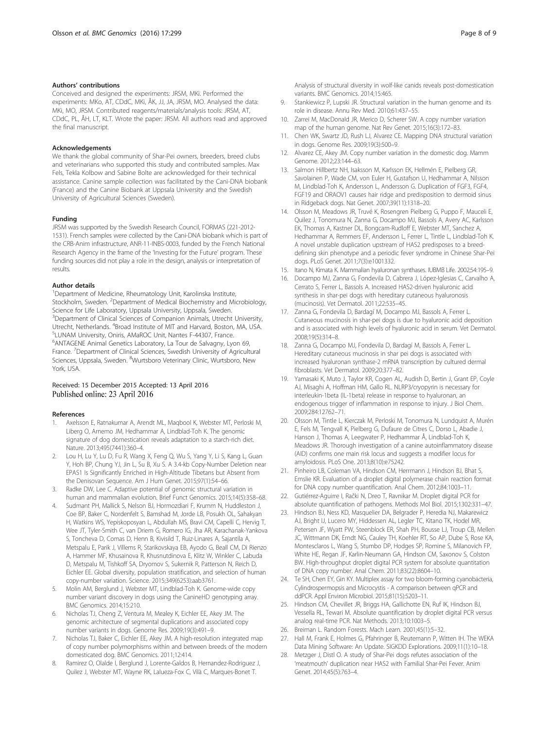### Authors' contributions

Conceived and designed the experiments: JRSM, MKi. Performed the experiments: MKo, AT, CDdC, MKi, ÅK, JJ, JA, JRSM, MO. Analysed the data: MKi, MO, JRSM. Contributed reagents/materials/analysis tools: JRSM, AT, CDdC, PL, ÅH, LT, KLT. Wrote the paper: JRSM. All authors read and approved the final manuscript.

### Acknowledgements

We thank the global community of Shar-Pei owners, breeders, breed clubs and veterinarians who supported this study and contributed samples. Max Fels, Tekla Kolbow and Sabine Bolte are acknowledged for their technical assistance. Canine sample collection was facilitated by the Cani-DNA biobank (France) and the Canine Biobank at Uppsala University and the Swedish University of Agricultural Sciences (Sweden).

### Funding

JRSM was supported by the Swedish Research Council, FORMAS (221-2012-1531). French samples were collected by the Cani-DNA biobank which is part of the CRB-Anim infrastructure, ANR-11-INBS-0003, funded by the French National Research Agency in the frame of the 'Investing for the Future' program. These funding sources did not play a role in the design, analysis or interpretation of results.

### Author details

[1]Department of Medicine, Rheumatology Unit, Karolinska Institute, Stockholm, Sweden. [2]Department of Medical Biochemistry and Microbiology, Science for Life Laboratory, Uppsala University, Uppsala, Sweden. [3]Department of Clinical Sciences of Companion Animals, Utrecht University, Utrecht, Netherlands. [4]Broad Institute of MIT and Harvard, Boston, MA, USA. [5]LUNAM University, Oniris, AMaROC Unit, Nantes F-44307, France. [6]ANTAGENE Animal Genetics Laboratory, La Tour de Salvagny, Lyon 69, France. [7]Department of Clinical Sciences, Swedish University of Agricultural Sciences, Uppsala, Sweden. [8]Wurtsboro Veterinary Clinic, Wurtsboro, New York, USA.

Received: 15 December 2015 Accepted: 13 April 2016
Published online: 23 April 2016

### References

1. Axelsson E, Ratnakumar A, Arendt ML, Maqbool K, Webster MT, Perloski M, Liberg O, Arnemo JM, Hedhammar A, Lindblad-Toh K. The genomic signature of dog domestication reveals adaptation to a starch-rich diet. Nature. 2013;495(7441):360–4.
2. Lou H, Lu Y, Lu D, Fu R, Wang X, Feng Q, Wu S, Yang Y, Li S, Kang L, Guan Y, Hoh BP, Chung YJ, Jin L, Su B, Xu S. A 3.4-kb Copy-Number Deletion near EPAS1 Is Significantly Enriched in High-Altitude Tibetans but Absent from the Denisovan Sequence. Am J Hum Genet. 2015;97(1):54–66.
3. Radke DW, Lee C. Adaptive potential of genomic structural variation in human and mammalian evolution. Brief Funct Genomics. 2015;14(5):358–68.
4. Sudmant PH, Mallick S, Nelson BJ, Hormozdiari F, Krumm N, Huddleston J, Coe BP, Baker C, Nordenfelt S, Bamshad M, Jorde LB, Posukh OL, Sahakyan H, Watkins WS, Yepiskoposyan L, Abdullah MS, Bravi CM, Capelli C, Hervig T, Wee JT, Tyler-Smith C, van Driem G, Romero IG, Jha AR, Karachanak-Yankova S, Toncheva D, Comas D, Henn B, Kivisild T, Ruiz-Linares A, Sajantila A, Metspalu E, Parik J, Villems R, Starikovskaya EB, Ayodo G, Beall CM, Di Rienzo A, Hammer MF, Khusainova R, Khusnutdinova E, Klitz W, Winkler C, Labuda D, Metspalu M, Tishkoff SA, Dryomov S, Sukernik R, Patterson N, Reich D, Eichler EE. Global diversity, population stratification, and selection of human copy-number variation. Science. 2015;349(6253):aab3761.
5. Molin AM, Berglund J, Webster MT, Lindblad-Toh K. Genome-wide copy number variant discovery in dogs using the CanineHD genotyping array. BMC Genomics. 2014;15:210.
6. Nicholas TJ, Cheng Z, Ventura M, Mealey K, Eichler EE, Akey JM. The genomic architecture of segmental duplications and associated copy number variants in dogs. Genome Res. 2009;19(3):491–9.
7. Nicholas TJ, Baker C, Eichler EE, Akey JM. A high-resolution integrated map of copy number polymorphisms within and between breeds of the modern domesticated dog. BMC Genomics. 2011;12:414.
8. Ramirez O, Olalde I, Berglund J, Lorente-Galdos B, Hernandez-Rodriguez J, Quilez J, Webster MT, Wayne RK, Lalueza-Fox C, Vilà C, Marques-Bonet T. Analysis of structural diversity in wolf-like canids reveals post-domestication variants. BMC Genomics. 2014;15:465.
9. Stankiewicz P, Lupski JR. Structural variation in the human genome and its role in disease. Annu Rev Med. 2010;61:437–55.
10. Zarrei M, MacDonald JR, Merico D, Scherer SW. A copy number variation map of the human genome. Nat Rev Genet. 2015;16(3):172–83.
11. Chen WK, Swartz JD, Rush LJ, Alvarez CE. Mapping DNA structural variation in dogs. Genome Res. 2009;19(3):500–9.
12. Alvarez CE, Akey JM. Copy number variation in the domestic dog. Mamm Genome. 2012;23:144–63.
13. Salmon Hillbertz NH, Isaksson M, Karlsson EK, Hellmén E, Pielberg GR, Savolainen P, Wade CM, von Euler H, Gustafson U, Hedhammar A, Nilsson M, Lindblad-Toh K, Andersson L, Andersson G. Duplication of FGF3, FGF4, FGF19 and ORAOV1 causes hair ridge and predisposition to dermoid sinus in Ridgeback dogs. Nat Genet. 2007;39(11):1318–20.
14. Olsson M, Meadows JR, Truvé K, Rosengren Pielberg G, Puppo F, Mauceli E, Quilez J, Tonomura N, Zanna G, Docampo MJ, Bassols A, Avery AC, Karlsson EK, Thomas A, Kastner DL, Bongcam-Rudloff E, Webster MT, Sanchez A, Hedhammar A, Remmers EF, Andersson L, Ferrer L, Tintle L, Lindblad-Toh K. A novel unstable duplication upstream of HAS2 predisposes to a breed-defining skin phenotype and a periodic fever syndrome in Chinese Shar-Pei dogs. PLoS Genet. 2011;7(3):e1001332.
15. Itano N, Kimata K. Mammalian hyaluronan synthases. IUBMB Life. 2002;54:195–9.
16. Docampo MJ, Zanna G, Fondevila D, Cabrera J, López-Iglesias C, Carvalho A, Cerrato S, Ferrer L, Bassols A. Increased HAS2-driven hyaluronic acid synthesis in shar-pei dogs with hereditary cutaneous hyaluronosis (mucinosis). Vet Dermatol. 2011;22:535–45.
17. Zanna G, Fondevila D, Bardagí M, Docampo MJ, Bassols A, Ferrer L. Cutaneous mucinosis in shar-pei dogs is due to hyaluronic acid deposition and is associated with high levels of hyaluronic acid in serum. Vet Dermatol. 2008;19(5):314–8.
18. Zanna G, Docampo MJ, Fondevila D, Bardagí M, Bassols A, Ferrer L. Hereditary cutaneous mucinosis in shar pei dogs is associated with increased hyaluronan synthase-2 mRNA transcription by cultured dermal fibroblasts. Vet Dermatol. 2009;20:377–82.
19. Yamasaki K, Muto J, Taylor KR, Cogen AL, Audish D, Bertin J, Grant EP, Coyle AJ, Misaghi A, Hoffman HM, Gallo RL. NLRP3/cryopyrin is necessary for interleukin-1beta (IL-1beta) release in response to hyaluronan, an endogenous trigger of inflammation in response to injury. J Biol Chem. 2009;284:12762–71.
20. Olsson M, Tintle L, Kierczak M, Perloski M, Tonomura N, Lundquist A, Murén E, Fels M, Tengvall K, Pielberg G, Dufaure de Citres C, Dorso L, Abadie J, Hanson J, Thomas A, Leegwater P, Hedhammar Å, Lindblad-Toh K, Meadows JR. Thorough investigation of a canine autoinflammatory disease (AID) confirms one main risk locus and suggests a modifier locus for amyloidosis. PLoS One. 2013;8(10):e75242.
21. Pinheiro LB, Coleman VA, Hindson CM, Herrmann J, Hindson BJ, Bhat S, Emslie KR. Evaluation of a droplet digital polymerase chain reaction format for DNA copy number quantification. Anal Chem. 2012;84:1003–11.
22. Gutiérrez-Aguirre I, Rački N, Dreo T, Ravnikar M. Droplet digital PCR for absolute quantification of pathogens. Methods Mol Biol. 2015;1302:331–47.
23. Hindson BJ, Ness KD, Masquelier DA, Belgrader P, Heredia NJ, Makarewicz AJ, Bright IJ, Lucero MY, Hiddessen AL, Legler TC, Kitano TK, Hodel MR, Petersen JF, Wyatt PW, Steenblock ER, Shah PH, Bousse LJ, Troup CB, Mellen JC, Wittmann DK, Erndt NG, Cauley TH, Koehler RT, So AP, Dube S, Rose KA, Montesclaros L, Wang S, Stumbo DP, Hodges SP, Romine S, Milanovich FP, White HE, Regan JF, Karlin-Neumann GA, Hindson CM, Saxonov S, Colston BW. High-throughput droplet digital PCR system for absolute quantitation of DNA copy number. Anal Chem. 2011;83(22):8604–10.
24. Te SH, Chen EY, Gin KY. Multiplex assay for two bloom-forming cyanobacteria, Cylindrospermopsis and Microcystis - A comparison between qPCR and ddPCR. Appl Environ Microbiol. 2015;81(15):5203–11.
25. Hindson CM, Chevillet JR, Briggs HA, Gallichotte EN, Ruf IK, Hindson BJ, Vessella RL, Tewari M. Absolute quantification by droplet digital PCR versus analog real-time PCR. Nat Methods. 2013;10:1003–5.
26. Breiman L. Random Forests. Mach Learn. 2001;45(1):5–32.
27. Hall M, Frank E, Holmes G, Pfahringer B, Reutemann P, Witten IH. The WEKA Data Mining Software: An Update. SIGKDD Explorations. 2009;11(1):10–18.
28. Metzger J, Distl O. A study of Shar-Pei dogs refutes association of the 'meatmouth' duplication near HAS2 with Familial Shar-Pei Fever. Anim Genet. 2014;45(5):763–4.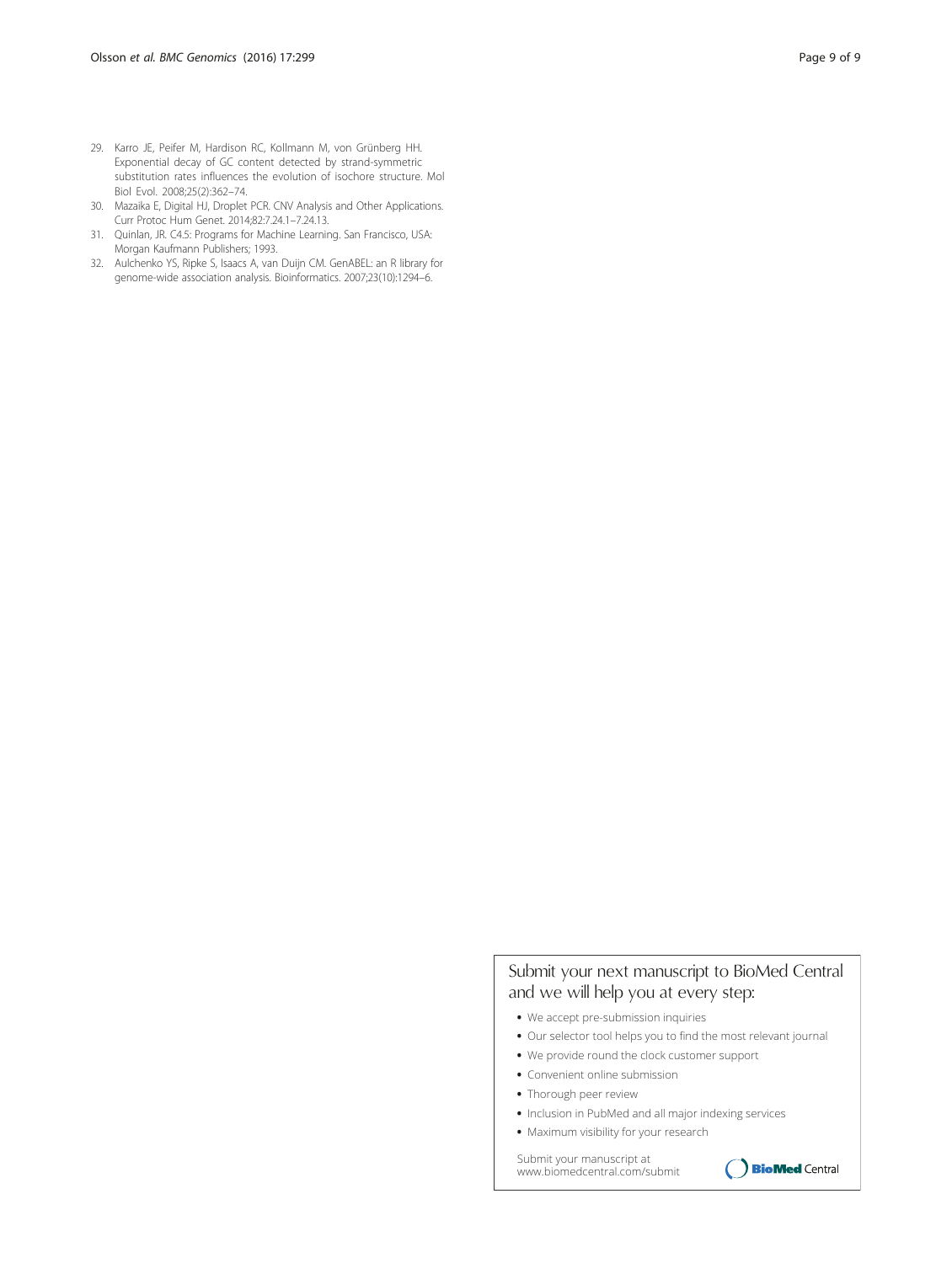29. Karro JE, Peifer M, Hardison RC, Kollmann M, von Grünberg HH. Exponential decay of GC content detected by strand-symmetric substitution rates influences the evolution of isochore structure. Mol Biol Evol. 2008;25(2):362–74.
30. Mazaika E, Digital HJ, Droplet PCR. CNV Analysis and Other Applications. Curr Protoc Hum Genet. 2014;82:7.24.1–7.24.13.
31. Quinlan, JR. C4.5: Programs for Machine Learning. San Francisco, USA: Morgan Kaufmann Publishers; 1993.
32. Aulchenko YS, Ripke S, Isaacs A, van Duijn CM. GenABEL: an R library for genome-wide association analysis. Bioinformatics. 2007;23(10):1294–6.

Submit your next manuscript to BioMed Central and we will help you at every step:

- We accept pre-submission inquiries
- Our selector tool helps you to find the most relevant journal
- We provide round the clock customer support
- Convenient online submission
- Thorough peer review
- Inclusion in PubMed and all major indexing services
- Maximum visibility for your research

Submit your manuscript at www.biomedcentral.com/submit

BioMed Central